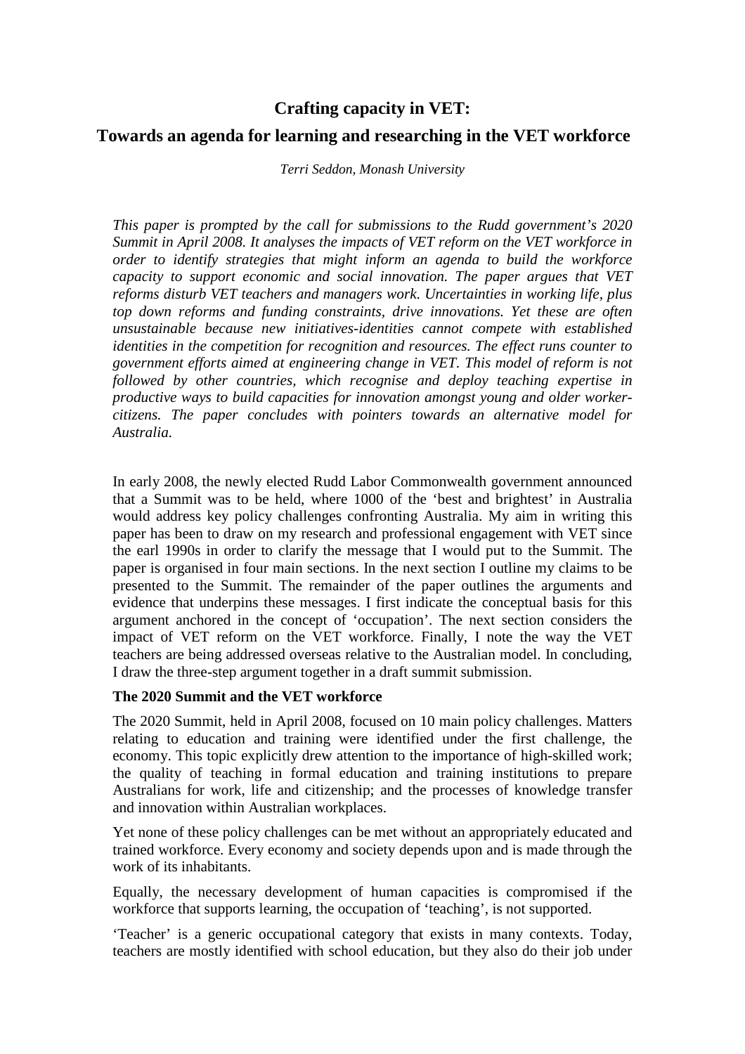# Crafting capacity in VET:

## Towards an agenda for learning and researching in the VET workforce

*Terri Seddon, Monash University*

*This paper is prompted by the call for submissions to the Rudd government's 2020 Summit in April 2008. It analyses the impacts of VET reform on the VET workforce in order to identify strategies that might inform an agenda to build the workforce capacity to support economic and social innovation. The paper argues that VET reforms disturb VET teachers and managers work. Uncertainties in working life, plus top down reforms and funding constraints, drive innovations. Yet these are often unsustainable because new initiatives-identities cannot compete with established identities in the competition for recognition and resources. The effect runs counter to government efforts aimed at engineering change in VET. This model of reform is not followed by other countries, which recognise and deploy teaching expertise in productive ways to build capacities for innovation amongst young and older worker-citizens. The paper concludes with pointers towards an alternative model for Australia.*

In early 2008, the newly elected Rudd Labor Commonwealth government announced that a Summit was to be held, where 1000 of the 'best and brightest' in Australia would address key policy challenges confronting Australia. My aim in writing this paper has been to draw on my research and professional engagement with VET since the earl 1990s in order to clarify the message that I would put to the Summit. The paper is organised in four main sections. In the next section I outline my claims to be presented to the Summit. The remainder of the paper outlines the arguments and evidence that underpins these messages. I first indicate the conceptual basis for this argument anchored in the concept of 'occupation'. The next section considers the impact of VET reform on the VET workforce. Finally, I note the way the VET teachers are being addressed overseas relative to the Australian model. In concluding, I draw the three-step argument together in a draft summit submission.

### The 2020 Summit and the VET workforce

The 2020 Summit, held in April 2008, focused on 10 main policy challenges. Matters relating to education and training were identified under the first challenge, the economy. This topic explicitly drew attention to the importance of high-skilled work; the quality of teaching in formal education and training institutions to prepare Australians for work, life and citizenship; and the processes of knowledge transfer and innovation within Australian workplaces.

Yet none of these policy challenges can be met without an appropriately educated and trained workforce. Every economy and society depends upon and is made through the work of its inhabitants.

Equally, the necessary development of human capacities is compromised if the workforce that supports learning, the occupation of 'teaching', is not supported.

'Teacher' is a generic occupational category that exists in many contexts. Today, teachers are mostly identified with school education, but they also do their job under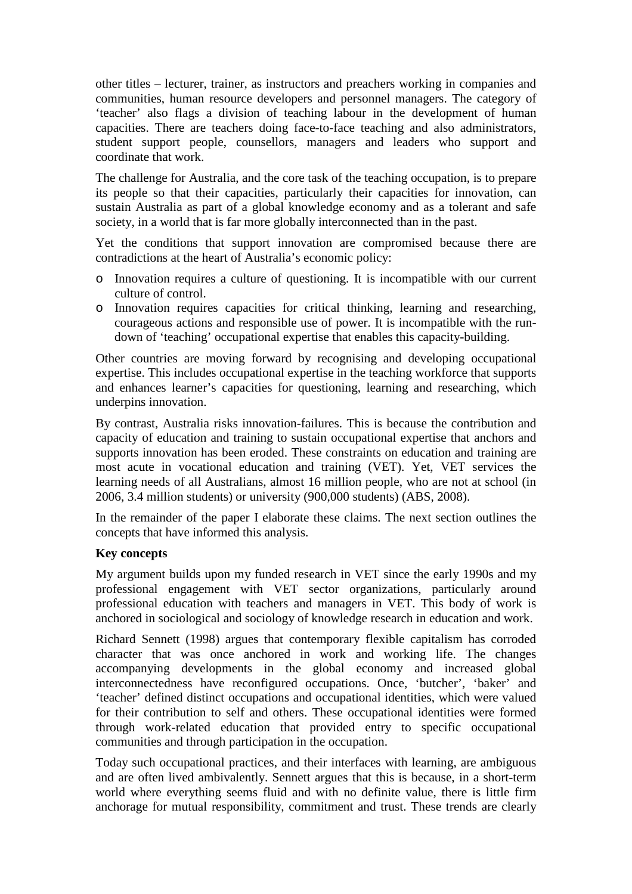other titles – lecturer, trainer, as instructors and preachers working in companies and communities, human resource developers and personnel managers. The category of 'teacher' also flags a division of teaching labour in the development of human capacities. There are teachers doing face-to-face teaching and also administrators, student support people, counsellors, managers and leaders who support and coordinate that work.

The challenge for Australia, and the core task of the teaching occupation, is to prepare its people so that their capacities, particularly their capacities for innovation, can sustain Australia as part of a global knowledge economy and as a tolerant and safe society, in a world that is far more globally interconnected than in the past.

Yet the conditions that support innovation are compromised because there are contradictions at the heart of Australia's economic policy:

- Innovation requires a culture of questioning. It is incompatible with our current culture of control.
- Innovation requires capacities for critical thinking, learning and researching, courageous actions and responsible use of power. It is incompatible with the run-down of 'teaching' occupational expertise that enables this capacity-building.

Other countries are moving forward by recognising and developing occupational expertise. This includes occupational expertise in the teaching workforce that supports and enhances learner's capacities for questioning, learning and researching, which underpins innovation.

By contrast, Australia risks innovation-failures. This is because the contribution and capacity of education and training to sustain occupational expertise that anchors and supports innovation has been eroded. These constraints on education and training are most acute in vocational education and training (VET). Yet, VET services the learning needs of all Australians, almost 16 million people, who are not at school (in 2006, 3.4 million students) or university (900,000 students) (ABS, 2008).

In the remainder of the paper I elaborate these claims. The next section outlines the concepts that have informed this analysis.

**Key concepts**

My argument builds upon my funded research in VET since the early 1990s and my professional engagement with VET sector organizations, particularly around professional education with teachers and managers in VET. This body of work is anchored in sociological and sociology of knowledge research in education and work.

Richard Sennett (1998) argues that contemporary flexible capitalism has corroded character that was once anchored in work and working life. The changes accompanying developments in the global economy and increased global interconnectedness have reconfigured occupations. Once, 'butcher', 'baker' and 'teacher' defined distinct occupations and occupational identities, which were valued for their contribution to self and others. These occupational identities were formed through work-related education that provided entry to specific occupational communities and through participation in the occupation.

Today such occupational practices, and their interfaces with learning, are ambiguous and are often lived ambivalently. Sennett argues that this is because, in a short-term world where everything seems fluid and with no definite value, there is little firm anchorage for mutual responsibility, commitment and trust. These trends are clearly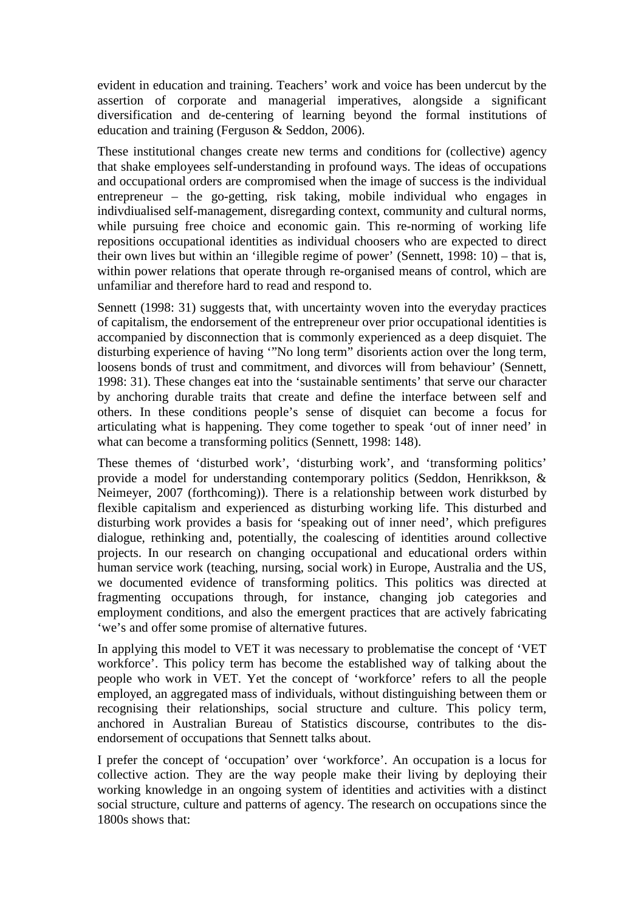evident in education and training. Teachers' work and voice has been undercut by the assertion of corporate and managerial imperatives, alongside a significant diversification and de-centering of learning beyond the formal institutions of education and training (Ferguson & Seddon, 2006).

These institutional changes create new terms and conditions for (collective) agency that shake employees self-understanding in profound ways. The ideas of occupations and occupational orders are compromised when the image of success is the individual entrepreneur – the go-getting, risk taking, mobile individual who engages in indivdiualised self-management, disregarding context, community and cultural norms, while pursuing free choice and economic gain. This re-norming of working life repositions occupational identities as individual choosers who are expected to direct their own lives but within an 'illegible regime of power' (Sennett, 1998: 10) – that is, within power relations that operate through re-organised means of control, which are unfamiliar and therefore hard to read and respond to.

Sennett (1998: 31) suggests that, with uncertainty woven into the everyday practices of capitalism, the endorsement of the entrepreneur over prior occupational identities is accompanied by disconnection that is commonly experienced as a deep disquiet. The disturbing experience of having '"No long term" disorients action over the long term, loosens bonds of trust and commitment, and divorces will from behaviour' (Sennett, 1998: 31). These changes eat into the 'sustainable sentiments' that serve our character by anchoring durable traits that create and define the interface between self and others. In these conditions people's sense of disquiet can become a focus for articulating what is happening. They come together to speak 'out of inner need' in what can become a transforming politics (Sennett, 1998: 148).

These themes of 'disturbed work', 'disturbing work', and 'transforming politics' provide a model for understanding contemporary politics (Seddon, Henrikkson, & Neimeyer, 2007 (forthcoming)). There is a relationship between work disturbed by flexible capitalism and experienced as disturbing working life. This disturbed and disturbing work provides a basis for 'speaking out of inner need', which prefigures dialogue, rethinking and, potentially, the coalescing of identities around collective projects. In our research on changing occupational and educational orders within human service work (teaching, nursing, social work) in Europe, Australia and the US, we documented evidence of transforming politics. This politics was directed at fragmenting occupations through, for instance, changing job categories and employment conditions, and also the emergent practices that are actively fabricating 'we's and offer some promise of alternative futures.

In applying this model to VET it was necessary to problematise the concept of 'VET workforce'. This policy term has become the established way of talking about the people who work in VET. Yet the concept of 'workforce' refers to all the people employed, an aggregated mass of individuals, without distinguishing between them or recognising their relationships, social structure and culture. This policy term, anchored in Australian Bureau of Statistics discourse, contributes to the dis-endorsement of occupations that Sennett talks about.

I prefer the concept of 'occupation' over 'workforce'. An occupation is a locus for collective action. They are the way people make their living by deploying their working knowledge in an ongoing system of identities and activities with a distinct social structure, culture and patterns of agency. The research on occupations since the 1800s shows that: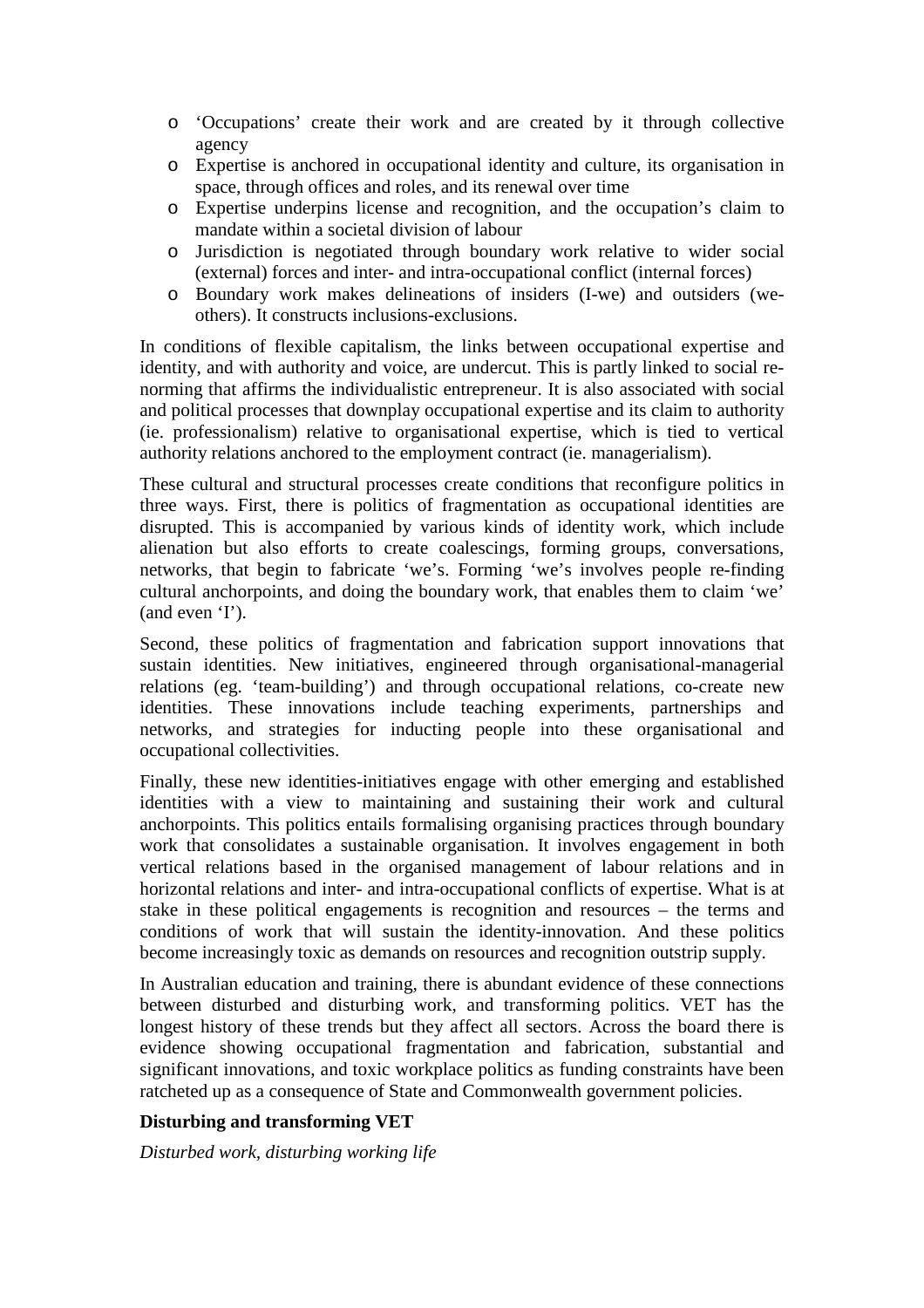- ‘Occupations’ create their work and are created by it through collective agency
- Expertise is anchored in occupational identity and culture, its organisation in space, through offices and roles, and its renewal over time
- Expertise underpins license and recognition, and the occupation’s claim to mandate within a societal division of labour
- Jurisdiction is negotiated through boundary work relative to wider social (external) forces and inter- and intra-occupational conflict (internal forces)
- Boundary work makes delineations of insiders (I-we) and outsiders (we-others). It constructs inclusions-exclusions.

In conditions of flexible capitalism, the links between occupational expertise and identity, and with authority and voice, are undercut. This is partly linked to social re-norming that affirms the individualistic entrepreneur. It is also associated with social and political processes that downplay occupational expertise and its claim to authority (ie. professionalism) relative to organisational expertise, which is tied to vertical authority relations anchored to the employment contract (ie. managerialism).

These cultural and structural processes create conditions that reconfigure politics in three ways. First, there is politics of fragmentation as occupational identities are disrupted. This is accompanied by various kinds of identity work, which include alienation but also efforts to create coalescings, forming groups, conversations, networks, that begin to fabricate ‘we’s. Forming ‘we’s involves people re-finding cultural anchorpoints, and doing the boundary work, that enables them to claim ‘we’ (and even ‘I’).

Second, these politics of fragmentation and fabrication support innovations that sustain identities. New initiatives, engineered through organisational-managerial relations (eg. ‘team-building’) and through occupational relations, co-create new identities. These innovations include teaching experiments, partnerships and networks, and strategies for inducting people into these organisational and occupational collectivities.

Finally, these new identities-initiatives engage with other emerging and established identities with a view to maintaining and sustaining their work and cultural anchorpoints. This politics entails formalising organising practices through boundary work that consolidates a sustainable organisation. It involves engagement in both vertical relations based in the organised management of labour relations and in horizontal relations and inter- and intra-occupational conflicts of expertise. What is at stake in these political engagements is recognition and resources – the terms and conditions of work that will sustain the identity-innovation. And these politics become increasingly toxic as demands on resources and recognition outstrip supply.

In Australian education and training, there is abundant evidence of these connections between disturbed and disturbing work, and transforming politics. VET has the longest history of these trends but they affect all sectors. Across the board there is evidence showing occupational fragmentation and fabrication, substantial and significant innovations, and toxic workplace politics as funding constraints have been ratcheted up as a consequence of State and Commonwealth government policies.

## Disturbing and transforming VET

*Disturbed work, disturbing working life*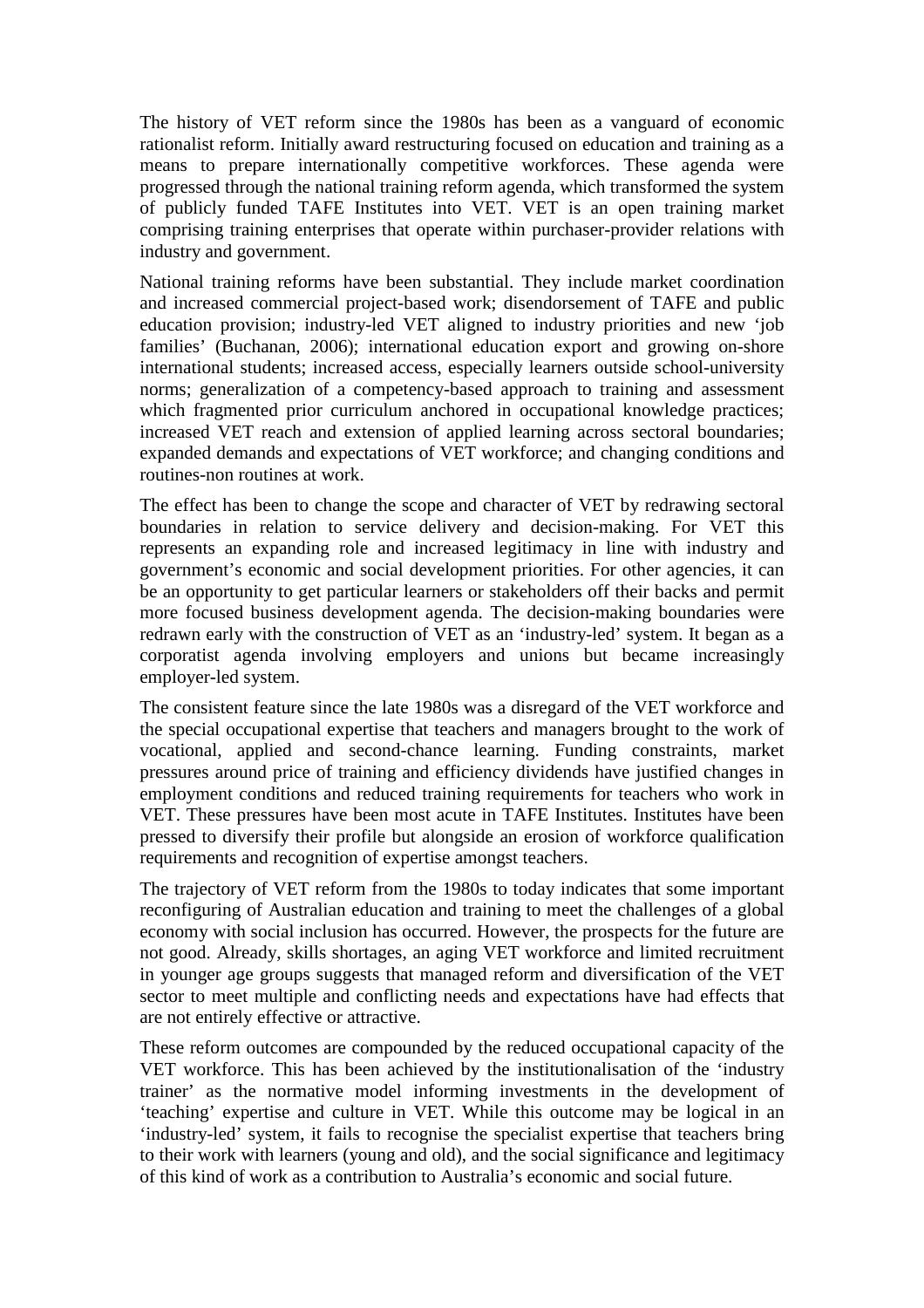The history of VET reform since the 1980s has been as a vanguard of economic rationalist reform. Initially award restructuring focused on education and training as a means to prepare internationally competitive workforces. These agenda were progressed through the national training reform agenda, which transformed the system of publicly funded TAFE Institutes into VET. VET is an open training market comprising training enterprises that operate within purchaser-provider relations with industry and government.

National training reforms have been substantial. They include market coordination and increased commercial project-based work; disendorsement of TAFE and public education provision; industry-led VET aligned to industry priorities and new 'job families' (Buchanan, 2006); international education export and growing on-shore international students; increased access, especially learners outside school-university norms; generalization of a competency-based approach to training and assessment which fragmented prior curriculum anchored in occupational knowledge practices; increased VET reach and extension of applied learning across sectoral boundaries; expanded demands and expectations of VET workforce; and changing conditions and routines-non routines at work.

The effect has been to change the scope and character of VET by redrawing sectoral boundaries in relation to service delivery and decision-making. For VET this represents an expanding role and increased legitimacy in line with industry and government's economic and social development priorities. For other agencies, it can be an opportunity to get particular learners or stakeholders off their backs and permit more focused business development agenda. The decision-making boundaries were redrawn early with the construction of VET as an 'industry-led' system. It began as a corporatist agenda involving employers and unions but became increasingly employer-led system.

The consistent feature since the late 1980s was a disregard of the VET workforce and the special occupational expertise that teachers and managers brought to the work of vocational, applied and second-chance learning. Funding constraints, market pressures around price of training and efficiency dividends have justified changes in employment conditions and reduced training requirements for teachers who work in VET. These pressures have been most acute in TAFE Institutes. Institutes have been pressed to diversify their profile but alongside an erosion of workforce qualification requirements and recognition of expertise amongst teachers.

The trajectory of VET reform from the 1980s to today indicates that some important reconfiguring of Australian education and training to meet the challenges of a global economy with social inclusion has occurred. However, the prospects for the future are not good. Already, skills shortages, an aging VET workforce and limited recruitment in younger age groups suggests that managed reform and diversification of the VET sector to meet multiple and conflicting needs and expectations have had effects that are not entirely effective or attractive.

These reform outcomes are compounded by the reduced occupational capacity of the VET workforce. This has been achieved by the institutionalisation of the 'industry trainer' as the normative model informing investments in the development of 'teaching' expertise and culture in VET. While this outcome may be logical in an 'industry-led' system, it fails to recognise the specialist expertise that teachers bring to their work with learners (young and old), and the social significance and legitimacy of this kind of work as a contribution to Australia's economic and social future.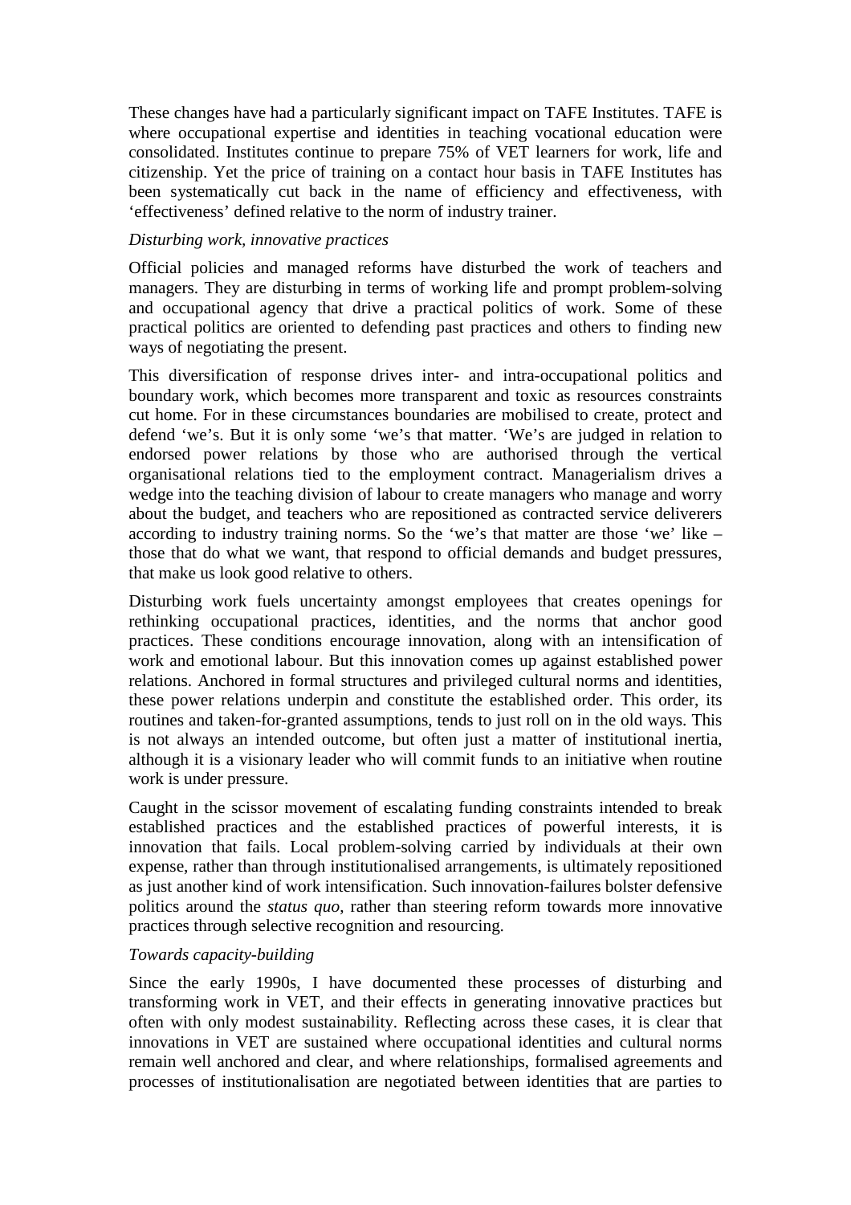These changes have had a particularly significant impact on TAFE Institutes. TAFE is where occupational expertise and identities in teaching vocational education were consolidated. Institutes continue to prepare 75% of VET learners for work, life and citizenship. Yet the price of training on a contact hour basis in TAFE Institutes has been systematically cut back in the name of efficiency and effectiveness, with 'effectiveness' defined relative to the norm of industry trainer.

*Disturbing work, innovative practices*

Official policies and managed reforms have disturbed the work of teachers and managers. They are disturbing in terms of working life and prompt problem-solving and occupational agency that drive a practical politics of work. Some of these practical politics are oriented to defending past practices and others to finding new ways of negotiating the present.

This diversification of response drives inter- and intra-occupational politics and boundary work, which becomes more transparent and toxic as resources constraints cut home. For in these circumstances boundaries are mobilised to create, protect and defend 'we's. But it is only some 'we's that matter. 'We's are judged in relation to endorsed power relations by those who are authorised through the vertical organisational relations tied to the employment contract. Managerialism drives a wedge into the teaching division of labour to create managers who manage and worry about the budget, and teachers who are repositioned as contracted service deliverers according to industry training norms. So the 'we's that matter are those 'we' like – those that do what we want, that respond to official demands and budget pressures, that make us look good relative to others.

Disturbing work fuels uncertainty amongst employees that creates openings for rethinking occupational practices, identities, and the norms that anchor good practices. These conditions encourage innovation, along with an intensification of work and emotional labour. But this innovation comes up against established power relations. Anchored in formal structures and privileged cultural norms and identities, these power relations underpin and constitute the established order. This order, its routines and taken-for-granted assumptions, tends to just roll on in the old ways. This is not always an intended outcome, but often just a matter of institutional inertia, although it is a visionary leader who will commit funds to an initiative when routine work is under pressure.

Caught in the scissor movement of escalating funding constraints intended to break established practices and the established practices of powerful interests, it is innovation that fails. Local problem-solving carried by individuals at their own expense, rather than through institutionalised arrangements, is ultimately repositioned as just another kind of work intensification. Such innovation-failures bolster defensive politics around the *status quo*, rather than steering reform towards more innovative practices through selective recognition and resourcing.

*Towards capacity-building*

Since the early 1990s, I have documented these processes of disturbing and transforming work in VET, and their effects in generating innovative practices but often with only modest sustainability. Reflecting across these cases, it is clear that innovations in VET are sustained where occupational identities and cultural norms remain well anchored and clear, and where relationships, formalised agreements and processes of institutionalisation are negotiated between identities that are parties to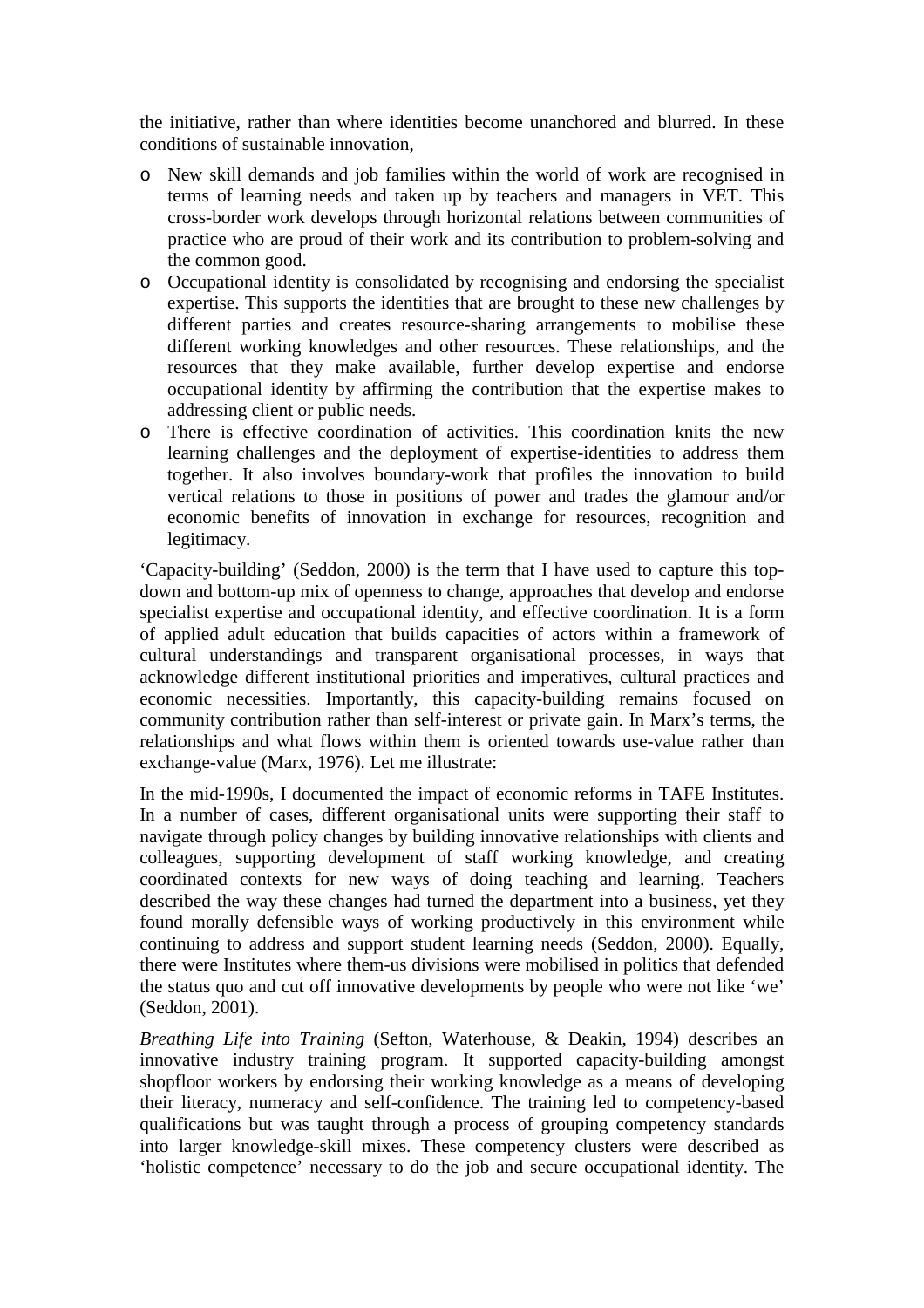the initiative, rather than where identities become unanchored and blurred. In these conditions of sustainable innovation,

- New skill demands and job families within the world of work are recognised in terms of learning needs and taken up by teachers and managers in VET. This cross-border work develops through horizontal relations between communities of practice who are proud of their work and its contribution to problem-solving and the common good.
- Occupational identity is consolidated by recognising and endorsing the specialist expertise. This supports the identities that are brought to these new challenges by different parties and creates resource-sharing arrangements to mobilise these different working knowledges and other resources. These relationships, and the resources that they make available, further develop expertise and endorse occupational identity by affirming the contribution that the expertise makes to addressing client or public needs.
- There is effective coordination of activities. This coordination knits the new learning challenges and the deployment of expertise-identities to address them together. It also involves boundary-work that profiles the innovation to build vertical relations to those in positions of power and trades the glamour and/or economic benefits of innovation in exchange for resources, recognition and legitimacy.

'Capacity-building' (Seddon, 2000) is the term that I have used to capture this top-down and bottom-up mix of openness to change, approaches that develop and endorse specialist expertise and occupational identity, and effective coordination. It is a form of applied adult education that builds capacities of actors within a framework of cultural understandings and transparent organisational processes, in ways that acknowledge different institutional priorities and imperatives, cultural practices and economic necessities. Importantly, this capacity-building remains focused on community contribution rather than self-interest or private gain. In Marx's terms, the relationships and what flows within them is oriented towards use-value rather than exchange-value (Marx, 1976). Let me illustrate:

In the mid-1990s, I documented the impact of economic reforms in TAFE Institutes. In a number of cases, different organisational units were supporting their staff to navigate through policy changes by building innovative relationships with clients and colleagues, supporting development of staff working knowledge, and creating coordinated contexts for new ways of doing teaching and learning. Teachers described the way these changes had turned the department into a business, yet they found morally defensible ways of working productively in this environment while continuing to address and support student learning needs (Seddon, 2000). Equally, there were Institutes where them-us divisions were mobilised in politics that defended the status quo and cut off innovative developments by people who were not like 'we' (Seddon, 2001).

*Breathing Life into Training* (Sefton, Waterhouse, & Deakin, 1994) describes an innovative industry training program. It supported capacity-building amongst shopfloor workers by endorsing their working knowledge as a means of developing their literacy, numeracy and self-confidence. The training led to competency-based qualifications but was taught through a process of grouping competency standards into larger knowledge-skill mixes. These competency clusters were described as 'holistic competence' necessary to do the job and secure occupational identity. The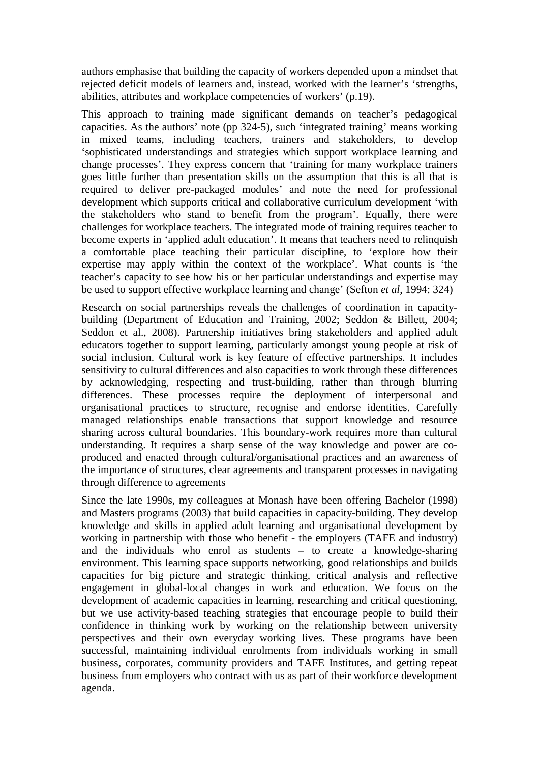authors emphasise that building the capacity of workers depended upon a mindset that rejected deficit models of learners and, instead, worked with the learner's 'strengths, abilities, attributes and workplace competencies of workers' (p.19).

This approach to training made significant demands on teacher's pedagogical capacities. As the authors' note (pp 324-5), such 'integrated training' means working in mixed teams, including teachers, trainers and stakeholders, to develop 'sophisticated understandings and strategies which support workplace learning and change processes'. They express concern that 'training for many workplace trainers goes little further than presentation skills on the assumption that this is all that is required to deliver pre-packaged modules' and note the need for professional development which supports critical and collaborative curriculum development 'with the stakeholders who stand to benefit from the program'. Equally, there were challenges for workplace teachers. The integrated mode of training requires teacher to become experts in 'applied adult education'. It means that teachers need to relinquish a comfortable place teaching their particular discipline, to 'explore how their expertise may apply within the context of the workplace'. What counts is 'the teacher's capacity to see how his or her particular understandings and expertise may be used to support effective workplace learning and change' (Sefton *et al*, 1994: 324)

Research on social partnerships reveals the challenges of coordination in capacity-building (Department of Education and Training, 2002; Seddon & Billett, 2004; Seddon et al., 2008). Partnership initiatives bring stakeholders and applied adult educators together to support learning, particularly amongst young people at risk of social inclusion. Cultural work is key feature of effective partnerships. It includes sensitivity to cultural differences and also capacities to work through these differences by acknowledging, respecting and trust-building, rather than through blurring differences. These processes require the deployment of interpersonal and organisational practices to structure, recognise and endorse identities. Carefully managed relationships enable transactions that support knowledge and resource sharing across cultural boundaries. This boundary-work requires more than cultural understanding. It requires a sharp sense of the way knowledge and power are co-produced and enacted through cultural/organisational practices and an awareness of the importance of structures, clear agreements and transparent processes in navigating through difference to agreements

Since the late 1990s, my colleagues at Monash have been offering Bachelor (1998) and Masters programs (2003) that build capacities in capacity-building. They develop knowledge and skills in applied adult learning and organisational development by working in partnership with those who benefit - the employers (TAFE and industry) and the individuals who enrol as students – to create a knowledge-sharing environment. This learning space supports networking, good relationships and builds capacities for big picture and strategic thinking, critical analysis and reflective engagement in global-local changes in work and education. We focus on the development of academic capacities in learning, researching and critical questioning, but we use activity-based teaching strategies that encourage people to build their confidence in thinking work by working on the relationship between university perspectives and their own everyday working lives. These programs have been successful, maintaining individual enrolments from individuals working in small business, corporates, community providers and TAFE Institutes, and getting repeat business from employers who contract with us as part of their workforce development agenda.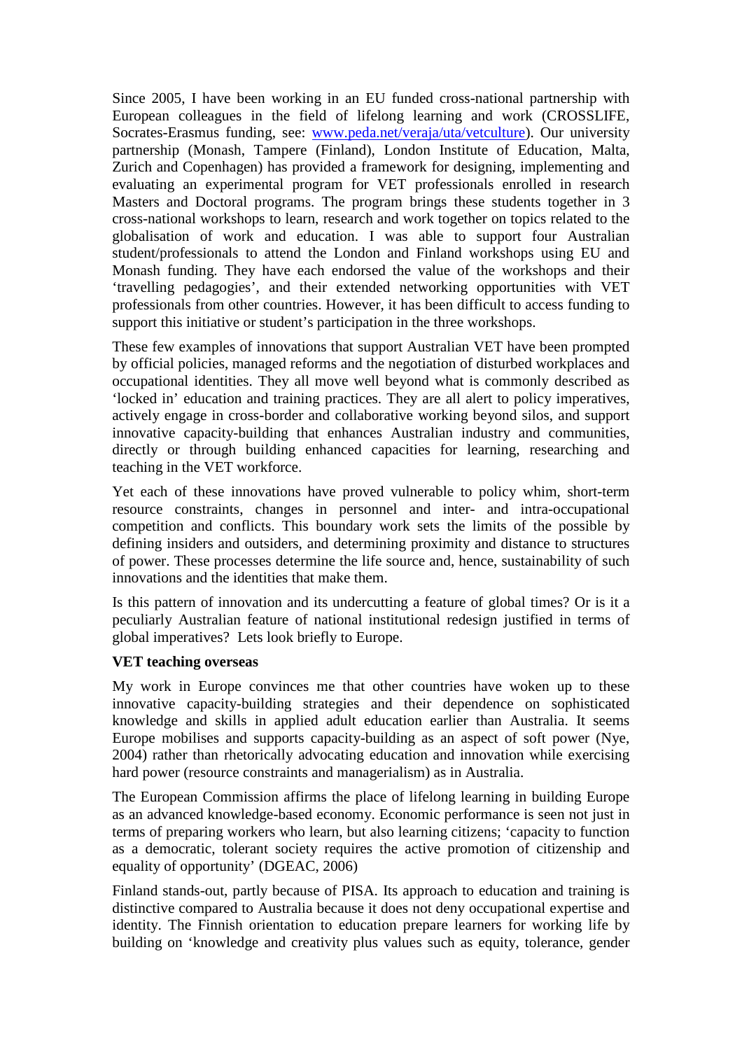Since 2005, I have been working in an EU funded cross-national partnership with European colleagues in the field of lifelong learning and work (CROSSLIFE, Socrates-Erasmus funding, see: www.peda.net/veraja/uta/vetculture). Our university partnership (Monash, Tampere (Finland), London Institute of Education, Malta, Zurich and Copenhagen) has provided a framework for designing, implementing and evaluating an experimental program for VET professionals enrolled in research Masters and Doctoral programs. The program brings these students together in 3 cross-national workshops to learn, research and work together on topics related to the globalisation of work and education. I was able to support four Australian student/professionals to attend the London and Finland workshops using EU and Monash funding. They have each endorsed the value of the workshops and their 'travelling pedagogies', and their extended networking opportunities with VET professionals from other countries. However, it has been difficult to access funding to support this initiative or student's participation in the three workshops.

These few examples of innovations that support Australian VET have been prompted by official policies, managed reforms and the negotiation of disturbed workplaces and occupational identities. They all move well beyond what is commonly described as 'locked in' education and training practices. They are all alert to policy imperatives, actively engage in cross-border and collaborative working beyond silos, and support innovative capacity-building that enhances Australian industry and communities, directly or through building enhanced capacities for learning, researching and teaching in the VET workforce.

Yet each of these innovations have proved vulnerable to policy whim, short-term resource constraints, changes in personnel and inter- and intra-occupational competition and conflicts. This boundary work sets the limits of the possible by defining insiders and outsiders, and determining proximity and distance to structures of power. These processes determine the life source and, hence, sustainability of such innovations and the identities that make them.

Is this pattern of innovation and its undercutting a feature of global times? Or is it a peculiarly Australian feature of national institutional redesign justified in terms of global imperatives? Lets look briefly to Europe.

**VET teaching overseas**

My work in Europe convinces me that other countries have woken up to these innovative capacity-building strategies and their dependence on sophisticated knowledge and skills in applied adult education earlier than Australia. It seems Europe mobilises and supports capacity-building as an aspect of soft power (Nye, 2004) rather than rhetorically advocating education and innovation while exercising hard power (resource constraints and managerialism) as in Australia.

The European Commission affirms the place of lifelong learning in building Europe as an advanced knowledge-based economy. Economic performance is seen not just in terms of preparing workers who learn, but also learning citizens; 'capacity to function as a democratic, tolerant society requires the active promotion of citizenship and equality of opportunity' (DGEAC, 2006)

Finland stands-out, partly because of PISA. Its approach to education and training is distinctive compared to Australia because it does not deny occupational expertise and identity. The Finnish orientation to education prepare learners for working life by building on 'knowledge and creativity plus values such as equity, tolerance, gender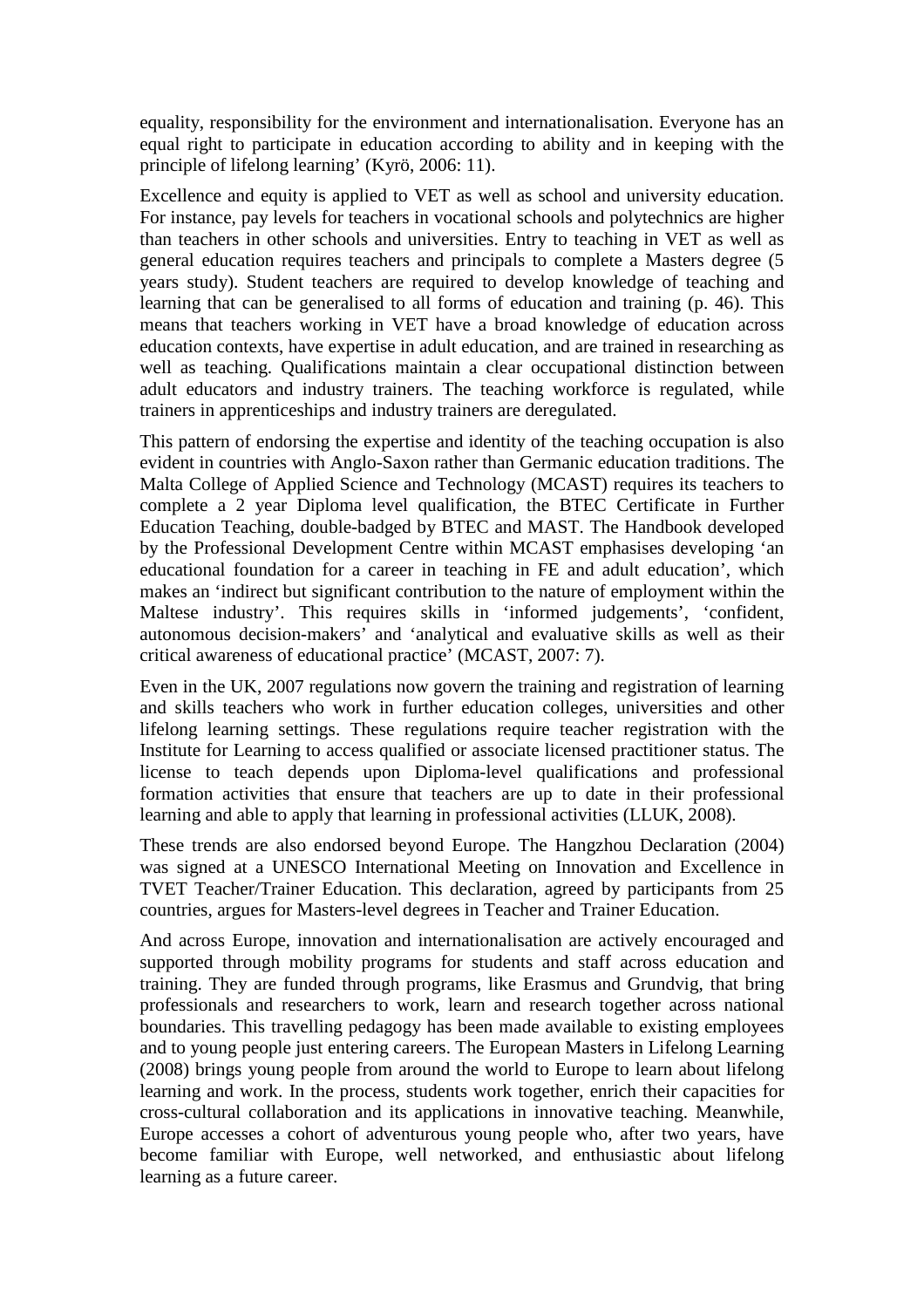equality, responsibility for the environment and internationalisation. Everyone has an equal right to participate in education according to ability and in keeping with the principle of lifelong learning' (Kyrö, 2006: 11).

Excellence and equity is applied to VET as well as school and university education. For instance, pay levels for teachers in vocational schools and polytechnics are higher than teachers in other schools and universities. Entry to teaching in VET as well as general education requires teachers and principals to complete a Masters degree (5 years study). Student teachers are required to develop knowledge of teaching and learning that can be generalised to all forms of education and training (p. 46). This means that teachers working in VET have a broad knowledge of education across education contexts, have expertise in adult education, and are trained in researching as well as teaching. Qualifications maintain a clear occupational distinction between adult educators and industry trainers. The teaching workforce is regulated, while trainers in apprenticeships and industry trainers are deregulated.

This pattern of endorsing the expertise and identity of the teaching occupation is also evident in countries with Anglo-Saxon rather than Germanic education traditions. The Malta College of Applied Science and Technology (MCAST) requires its teachers to complete a 2 year Diploma level qualification, the BTEC Certificate in Further Education Teaching, double-badged by BTEC and MAST. The Handbook developed by the Professional Development Centre within MCAST emphasises developing 'an educational foundation for a career in teaching in FE and adult education', which makes an 'indirect but significant contribution to the nature of employment within the Maltese industry'. This requires skills in 'informed judgements', 'confident, autonomous decision-makers' and 'analytical and evaluative skills as well as their critical awareness of educational practice' (MCAST, 2007: 7).

Even in the UK, 2007 regulations now govern the training and registration of learning and skills teachers who work in further education colleges, universities and other lifelong learning settings. These regulations require teacher registration with the Institute for Learning to access qualified or associate licensed practitioner status. The license to teach depends upon Diploma-level qualifications and professional formation activities that ensure that teachers are up to date in their professional learning and able to apply that learning in professional activities (LLUK, 2008).

These trends are also endorsed beyond Europe. The Hangzhou Declaration (2004) was signed at a UNESCO International Meeting on Innovation and Excellence in TVET Teacher/Trainer Education. This declaration, agreed by participants from 25 countries, argues for Masters-level degrees in Teacher and Trainer Education.

And across Europe, innovation and internationalisation are actively encouraged and supported through mobility programs for students and staff across education and training. They are funded through programs, like Erasmus and Grundvig, that bring professionals and researchers to work, learn and research together across national boundaries. This travelling pedagogy has been made available to existing employees and to young people just entering careers. The European Masters in Lifelong Learning (2008) brings young people from around the world to Europe to learn about lifelong learning and work. In the process, students work together, enrich their capacities for cross-cultural collaboration and its applications in innovative teaching. Meanwhile, Europe accesses a cohort of adventurous young people who, after two years, have become familiar with Europe, well networked, and enthusiastic about lifelong learning as a future career.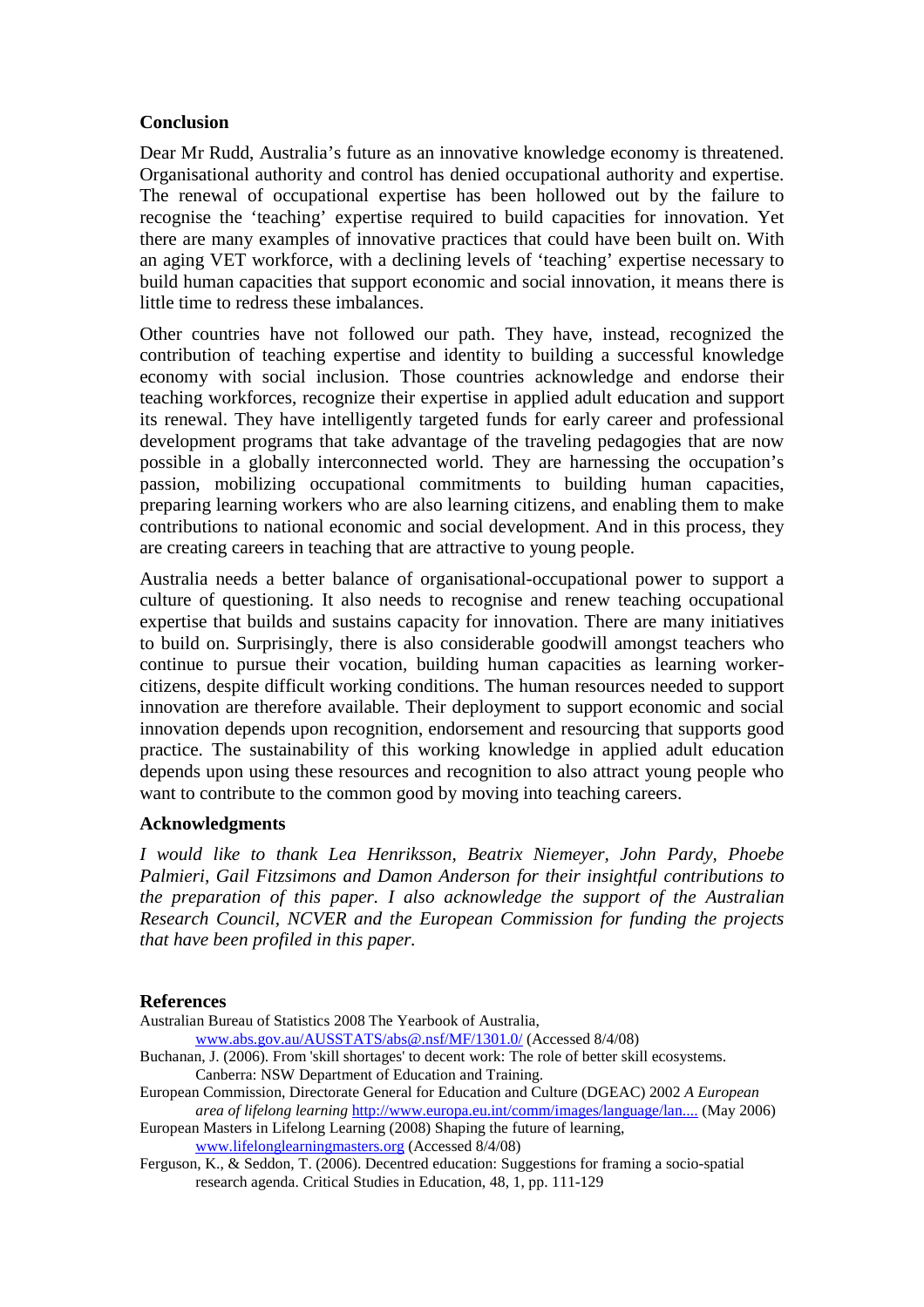## Conclusion

Dear Mr Rudd, Australia's future as an innovative knowledge economy is threatened. Organisational authority and control has denied occupational authority and expertise. The renewal of occupational expertise has been hollowed out by the failure to recognise the 'teaching' expertise required to build capacities for innovation. Yet there are many examples of innovative practices that could have been built on. With an aging VET workforce, with a declining levels of 'teaching' expertise necessary to build human capacities that support economic and social innovation, it means there is little time to redress these imbalances.

Other countries have not followed our path. They have, instead, recognized the contribution of teaching expertise and identity to building a successful knowledge economy with social inclusion. Those countries acknowledge and endorse their teaching workforces, recognize their expertise in applied adult education and support its renewal. They have intelligently targeted funds for early career and professional development programs that take advantage of the traveling pedagogies that are now possible in a globally interconnected world. They are harnessing the occupation's passion, mobilizing occupational commitments to building human capacities, preparing learning workers who are also learning citizens, and enabling them to make contributions to national economic and social development. And in this process, they are creating careers in teaching that are attractive to young people.

Australia needs a better balance of organisational-occupational power to support a culture of questioning. It also needs to recognise and renew teaching occupational expertise that builds and sustains capacity for innovation. There are many initiatives to build on. Surprisingly, there is also considerable goodwill amongst teachers who continue to pursue their vocation, building human capacities as learning worker-citizens, despite difficult working conditions. The human resources needed to support innovation are therefore available. Their deployment to support economic and social innovation depends upon recognition, endorsement and resourcing that supports good practice. The sustainability of this working knowledge in applied adult education depends upon using these resources and recognition to also attract young people who want to contribute to the common good by moving into teaching careers.

## Acknowledgments

*I would like to thank Lea Henriksson, Beatrix Niemeyer, John Pardy, Phoebe Palmieri, Gail Fitzsimons and Damon Anderson for their insightful contributions to the preparation of this paper. I also acknowledge the support of the Australian Research Council, NCVER and the European Commission for funding the projects that have been profiled in this paper.*

## References

Australian Bureau of Statistics 2008 The Yearbook of Australia, www.abs.gov.au/AUSSTATS/abs@.nsf/MF/1301.0/ (Accessed 8/4/08)

Buchanan, J. (2006). From 'skill shortages' to decent work: The role of better skill ecosystems. Canberra: NSW Department of Education and Training.

European Commission, Directorate General for Education and Culture (DGEAC) 2002 *A European area of lifelong learning* http://www.europa.eu.int/comm/images/language/lan.... (May 2006)

European Masters in Lifelong Learning (2008) Shaping the future of learning, www.lifelonglearningmasters.org (Accessed 8/4/08)

Ferguson, K., & Seddon, T. (2006). Decentred education: Suggestions for framing a socio-spatial research agenda. Critical Studies in Education, 48, 1, pp. 111-129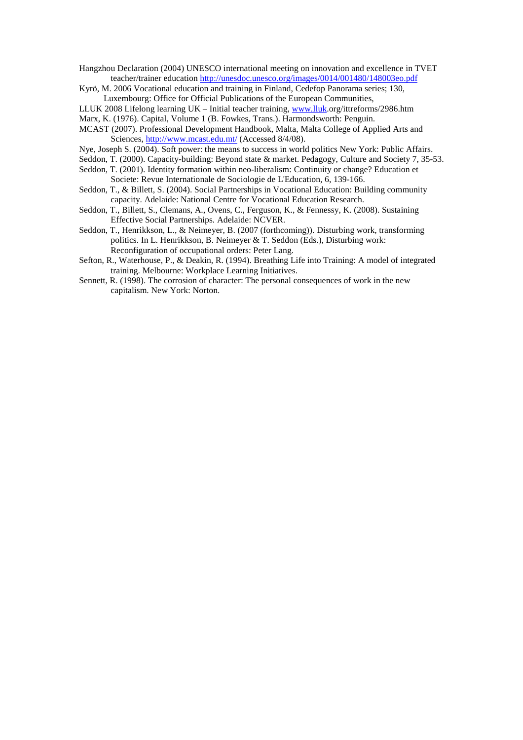Hangzhou Declaration (2004) UNESCO international meeting on innovation and excellence in TVET teacher/trainer education http://unesdoc.unesco.org/images/0014/001480/148003eo.pdf

Kyrö, M. 2006 Vocational education and training in Finland, Cedefop Panorama series; 130, Luxembourg: Office for Official Publications of the European Communities,

LLUK 2008 Lifelong learning UK – Initial teacher training, www.lluk.org/ittreforms/2986.htm

Marx, K. (1976). Capital, Volume 1 (B. Fowkes, Trans.). Harmondsworth: Penguin.

MCAST (2007). Professional Development Handbook, Malta, Malta College of Applied Arts and Sciences, http://www.mcast.edu.mt/ (Accessed 8/4/08).

Nye, Joseph S. (2004). Soft power: the means to success in world politics New York: Public Affairs.

Seddon, T. (2000). Capacity-building: Beyond state & market. Pedagogy, Culture and Society 7, 35-53.

Seddon, T. (2001). Identity formation within neo-liberalism: Continuity or change? Education et Societe: Revue Internationale de Sociologie de L'Education, 6, 139-166.

Seddon, T., & Billett, S. (2004). Social Partnerships in Vocational Education: Building community capacity. Adelaide: National Centre for Vocational Education Research.

Seddon, T., Billett, S., Clemans, A., Ovens, C., Ferguson, K., & Fennessy, K. (2008). Sustaining Effective Social Partnerships. Adelaide: NCVER.

Seddon, T., Henrikkson, L., & Neimeyer, B. (2007 (forthcoming)). Disturbing work, transforming politics. In L. Henrikkson, B. Neimeyer & T. Seddon (Eds.), Disturbing work: Reconfiguration of occupational orders: Peter Lang.

Sefton, R., Waterhouse, P., & Deakin, R. (1994). Breathing Life into Training: A model of integrated training. Melbourne: Workplace Learning Initiatives.

Sennett, R. (1998). The corrosion of character: The personal consequences of work in the new capitalism. New York: Norton.